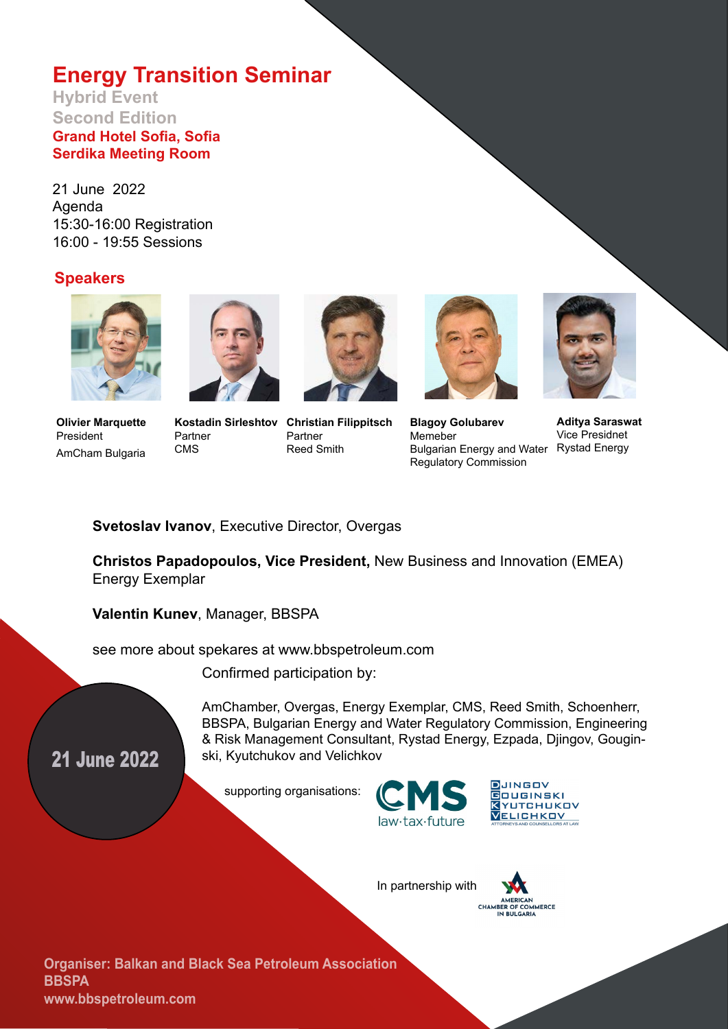# Energy Transition Seminar

**Hybrid Event**
**Second Edition**
**Grand Hotel Sofia, Sofia**
**Serdika Meeting Room**

21 June 2022
Agenda
15:30-16:00 Registration
16:00 - 19:55 Sessions

## Speakers

**Olivier Marquette**
President
AmCham Bulgaria

**Kostadin Sirleshtov**
Partner
CMS

**Christian Filippitsch**
Partner
Reed Smith

**Blagoy Golubarev**
Memeber
Bulgarian Energy and Water Regulatory Commission

**Aditya Saraswat**
Vice Presidnet
Rystad Energy

**Svetoslav Ivanov**, Executive Director, Overgas

**Christos Papadopoulos, Vice President,** New Business and Innovation (EMEA) Energy Exemplar

**Valentin Kunev**, Manager, BBSPA

see more about spekares at www.bbspetroleum.com

Confirmed participation by:

AmChamber, Overgas, Energy Exemplar, CMS, Reed Smith, Schoenherr, BBSPA, Bulgarian Energy and Water Regulatory Commission, Engineering & Risk Management Consultant, Rystad Energy, Ezpada, Djingov, Gouginski, Kyutchukov and Velichkov

**21 June 2022**

supporting organisations: CMS law·tax·future; Djingov Gouginski Kyutchukov Velichkov – Attorneys and Counsellors at Law

In partnership with American Chamber of Commerce in Bulgaria

**Organiser: Balkan and Black Sea Petroleum Association**
**BBSPA**
**www.bbspetroleum.com**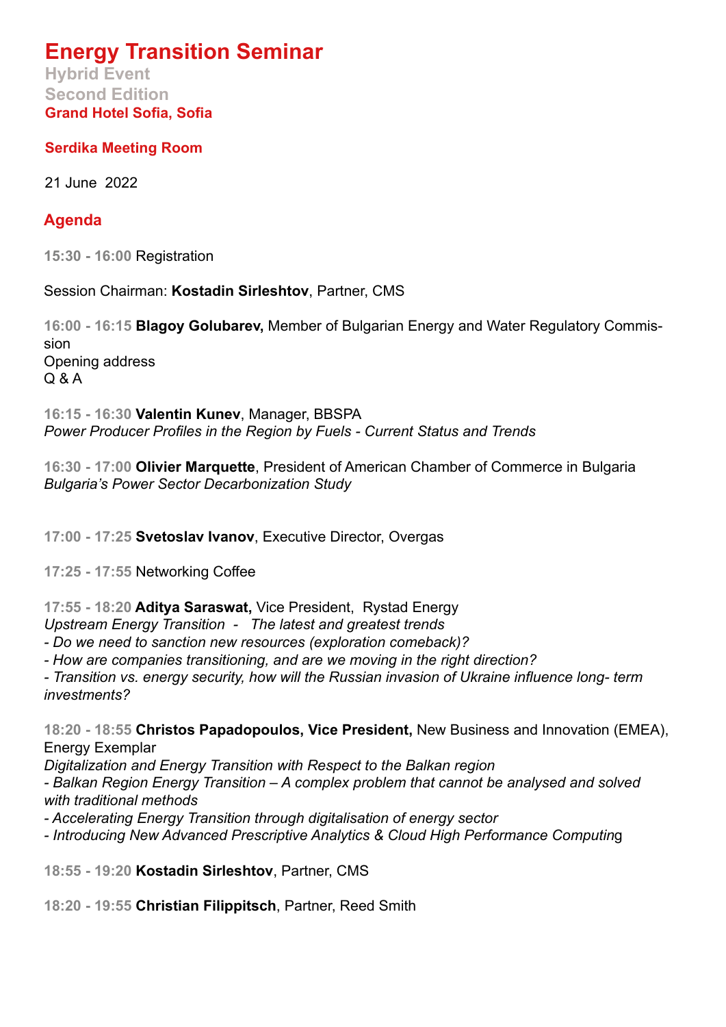# Energy Transition Seminar

**Hybrid Event**

**Second Edition**

**Grand Hotel Sofia, Sofia**

**Serdika Meeting Room**

21 June 2022

## Agenda

**15:30 - 16:00** Registration

Session Chairman: **Kostadin Sirleshtov**, Partner, CMS

**16:00 - 16:15** **Blagoy Golubarev,** Member of Bulgarian Energy and Water Regulatory Commission
Opening address
Q & A

**16:15 - 16:30** **Valentin Kunev**, Manager, BBSPA
*Power Producer Profiles in the Region by Fuels - Current Status and Trends*

**16:30 - 17:00** **Olivier Marquette**, President of American Chamber of Commerce in Bulgaria
*Bulgaria's Power Sector Decarbonization Study*

**17:00 - 17:25** **Svetoslav Ivanov**, Executive Director, Overgas

**17:25 - 17:55** Networking Coffee

**17:55 - 18:20** **Aditya Saraswat,** Vice President, Rystad Energy
*Upstream Energy Transition - The latest and greatest trends*
*- Do we need to sanction new resources (exploration comeback)?*
*- How are companies transitioning, and are we moving in the right direction?*
*- Transition vs. energy security, how will the Russian invasion of Ukraine influence long- term investments?*

**18:20 - 18:55** **Christos Papadopoulos, Vice President,** New Business and Innovation (EMEA), Energy Exemplar
*Digitalization and Energy Transition with Respect to the Balkan region*
*- Balkan Region Energy Transition – A complex problem that cannot be analysed and solved with traditional methods*
*- Accelerating Energy Transition through digitalisation of energy sector*
*- Introducing New Advanced Prescriptive Analytics & Cloud High Performance Computing*

**18:55 - 19:20** **Kostadin Sirleshtov**, Partner, CMS

**18:20 - 19:55** **Christian Filippitsch**, Partner, Reed Smith